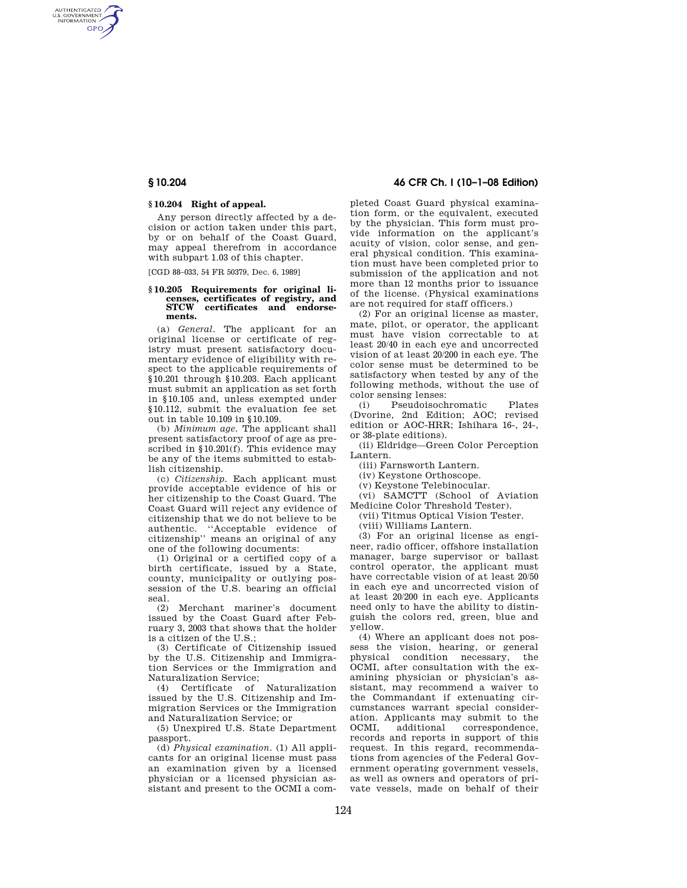## § 10.204 Right of appeal.

Any person directly affected by a decision or action taken under this part, by or on behalf of the Coast Guard, may appeal therefrom in accordance with subpart 1.03 of this chapter.

[CGD 88–033, 54 FR 50379, Dec. 6, 1989]

## § 10.205 Requirements for original licenses, certificates of registry, and STCW certificates and endorsements.

(a) *General.* The applicant for an original license or certificate of registry must present satisfactory documentary evidence of eligibility with respect to the applicable requirements of §10.201 through §10.203. Each applicant must submit an application as set forth in §10.105 and, unless exempted under §10.112, submit the evaluation fee set out in table 10.109 in §10.109.

(b) *Minimum age.* The applicant shall present satisfactory proof of age as prescribed in §10.201(f). This evidence may be any of the items submitted to establish citizenship.

(c) *Citizenship.* Each applicant must provide acceptable evidence of his or her citizenship to the Coast Guard. The Coast Guard will reject any evidence of citizenship that we do not believe to be authentic. ''Acceptable evidence of citizenship'' means an original of any one of the following documents:

(1) Original or a certified copy of a birth certificate, issued by a State, county, municipality or outlying possession of the U.S. bearing an official seal.

(2) Merchant mariner's document issued by the Coast Guard after February 3, 2003 that shows that the holder is a citizen of the U.S.;

(3) Certificate of Citizenship issued by the U.S. Citizenship and Immigration Services or the Immigration and Naturalization Service;

(4) Certificate of Naturalization issued by the U.S. Citizenship and Immigration Services or the Immigration and Naturalization Service; or

(5) Unexpired U.S. State Department passport.

(d) *Physical examination.* (1) All applicants for an original license must pass an examination given by a licensed physician or a licensed physician assistant and present to the OCMI a completed Coast Guard physical examination form, or the equivalent, executed by the physician. This form must provide information on the applicant's acuity of vision, color sense, and general physical condition. This examination must have been completed prior to submission of the application and not more than 12 months prior to issuance of the license. (Physical examinations are not required for staff officers.)

(2) For an original license as master, mate, pilot, or operator, the applicant must have vision correctable to at least 20/40 in each eye and uncorrected vision of at least 20/200 in each eye. The color sense must be determined to be satisfactory when tested by any of the following methods, without the use of color sensing lenses:

(i) Pseudoisochromatic Plates (Dvorine, 2nd Edition; AOC; revised edition or AOC-HRR; Ishihara 16-, 24-, or 38-plate editions).

(ii) Eldridge—Green Color Perception Lantern.

(iii) Farnsworth Lantern.

(iv) Keystone Orthoscope.

(v) Keystone Telebinocular.

(vi) SAMCTT (School of Aviation Medicine Color Threshold Tester).

(vii) Titmus Optical Vision Tester.

(viii) Williams Lantern.

(3) For an original license as engineer, radio officer, offshore installation manager, barge supervisor or ballast control operator, the applicant must have correctable vision of at least 20/50 in each eye and uncorrected vision of at least 20/200 in each eye. Applicants need only to have the ability to distinguish the colors red, green, blue and yellow.

(4) Where an applicant does not possess the vision, hearing, or general physical condition necessary, the OCMI, after consultation with the examining physician or physician's assistant, may recommend a waiver to the Commandant if extenuating circumstances warrant special consideration. Applicants may submit to the OCMI, additional correspondence, records and reports in support of this request. In this regard, recommendations from agencies of the Federal Government operating government vessels, as well as owners and operators of private vessels, made on behalf of their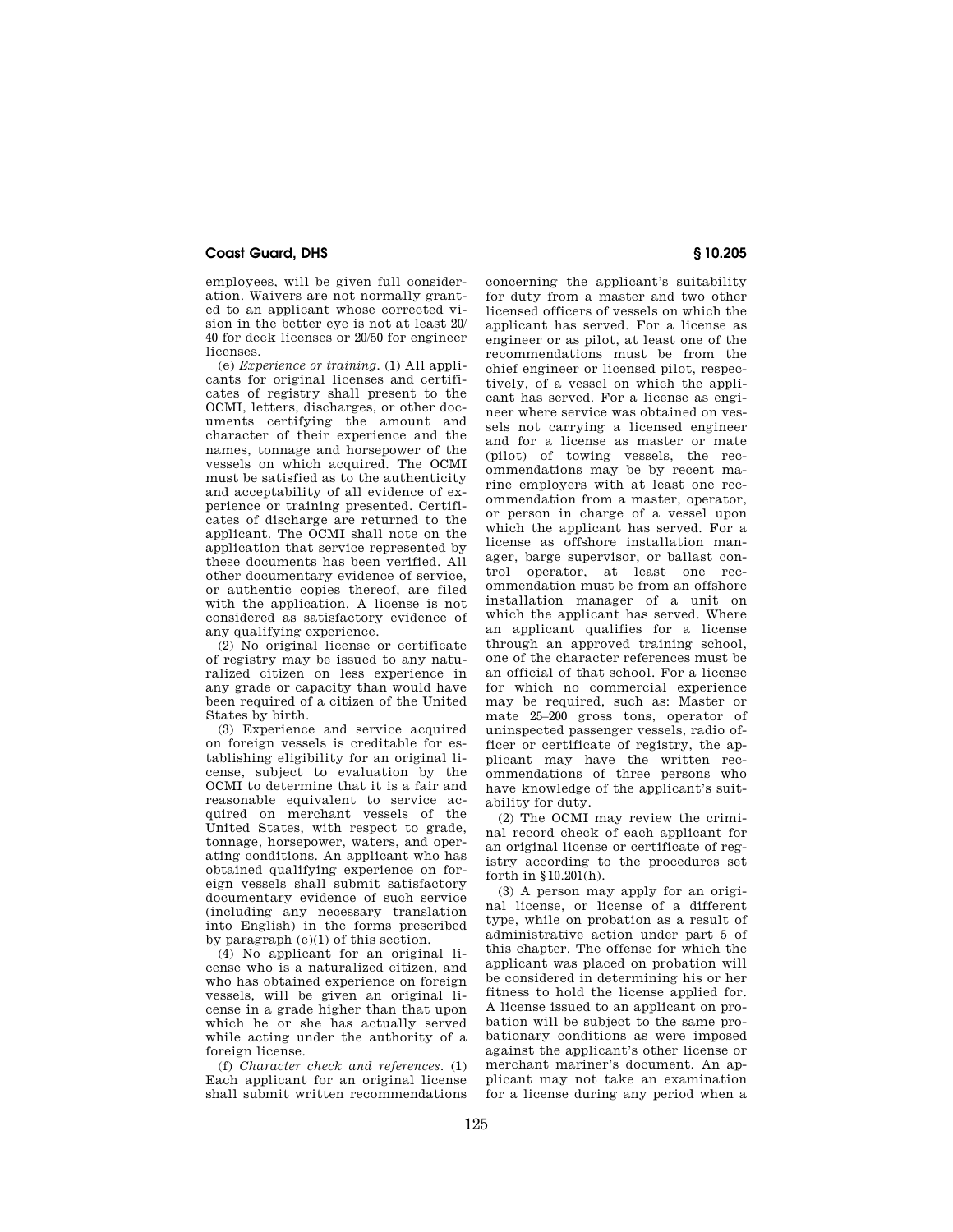employees, will be given full consideration. Waivers are not normally granted to an applicant whose corrected vision in the better eye is not at least 20/40 for deck licenses or 20/50 for engineer licenses.

(e) *Experience or training.* (1) All applicants for original licenses and certificates of registry shall present to the OCMI, letters, discharges, or other documents certifying the amount and character of their experience and the names, tonnage and horsepower of the vessels on which acquired. The OCMI must be satisfied as to the authenticity and acceptability of all evidence of experience or training presented. Certificates of discharge are returned to the applicant. The OCMI shall note on the application that service represented by these documents has been verified. All other documentary evidence of service, or authentic copies thereof, are filed with the application. A license is not considered as satisfactory evidence of any qualifying experience.

(2) No original license or certificate of registry may be issued to any naturalized citizen on less experience in any grade or capacity than would have been required of a citizen of the United States by birth.

(3) Experience and service acquired on foreign vessels is creditable for establishing eligibility for an original license, subject to evaluation by the OCMI to determine that it is a fair and reasonable equivalent to service acquired on merchant vessels of the United States, with respect to grade, tonnage, horsepower, waters, and operating conditions. An applicant who has obtained qualifying experience on foreign vessels shall submit satisfactory documentary evidence of such service (including any necessary translation into English) in the forms prescribed by paragraph (e)(1) of this section.

(4) No applicant for an original license who is a naturalized citizen, and who has obtained experience on foreign vessels, will be given an original license in a grade higher than that upon which he or she has actually served while acting under the authority of a foreign license.

(f) *Character check and references.* (1) Each applicant for an original license shall submit written recommendations concerning the applicant's suitability for duty from a master and two other licensed officers of vessels on which the applicant has served. For a license as engineer or as pilot, at least one of the recommendations must be from the chief engineer or licensed pilot, respectively, of a vessel on which the applicant has served. For a license as engineer where service was obtained on vessels not carrying a licensed engineer and for a license as master or mate (pilot) of towing vessels, the recommendations may be by recent marine employers with at least one recommendation from a master, operator, or person in charge of a vessel upon which the applicant has served. For a license as offshore installation manager, barge supervisor, or ballast control operator, at least one recommendation must be from an offshore installation manager of a unit on which the applicant has served. Where an applicant qualifies for a license through an approved training school, one of the character references must be an official of that school. For a license for which no commercial experience may be required, such as: Master or mate 25–200 gross tons, operator of uninspected passenger vessels, radio officer or certificate of registry, the applicant may have the written recommendations of three persons who have knowledge of the applicant's suitability for duty.

(2) The OCMI may review the criminal record check of each applicant for an original license or certificate of registry according to the procedures set forth in §10.201(h).

(3) A person may apply for an original license, or license of a different type, while on probation as a result of administrative action under part 5 of this chapter. The offense for which the applicant was placed on probation will be considered in determining his or her fitness to hold the license applied for. A license issued to an applicant on probation will be subject to the same probationary conditions as were imposed against the applicant's other license or merchant mariner's document. An applicant may not take an examination for a license during any period when a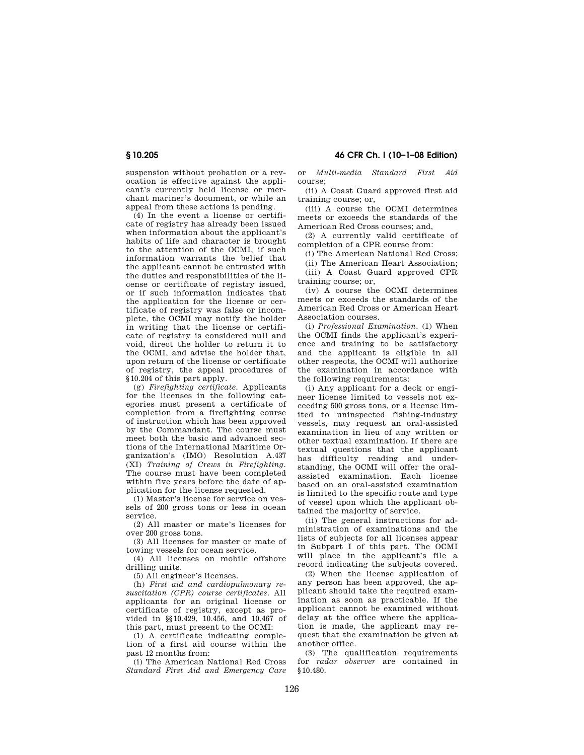suspension without probation or a revocation is effective against the applicant's currently held license or merchant mariner's document, or while an appeal from these actions is pending.

(4) In the event a license or certificate of registry has already been issued when information about the applicant's habits of life and character is brought to the attention of the OCMI, if such information warrants the belief that the applicant cannot be entrusted with the duties and responsibilities of the license or certificate of registry issued, or if such information indicates that the application for the license or certificate of registry was false or incomplete, the OCMI may notify the holder in writing that the license or certificate of registry is considered null and void, direct the holder to return it to the OCMI, and advise the holder that, upon return of the license or certificate of registry, the appeal procedures of §10.204 of this part apply.

(g) *Firefighting certificate.* Applicants for the licenses in the following categories must present a certificate of completion from a firefighting course of instruction which has been approved by the Commandant. The course must meet both the basic and advanced sections of the International Maritime Organization's (IMO) Resolution A.437 (XI) *Training of Crews in Firefighting.* The course must have been completed within five years before the date of application for the license requested.

(1) Master's license for service on vessels of 200 gross tons or less in ocean service.

(2) All master or mate's licenses for over 200 gross tons.

(3) All licenses for master or mate of towing vessels for ocean service.

(4) All licenses on mobile offshore drilling units.

(5) All engineer's licenses.

(h) *First aid and cardiopulmonary resuscitation (CPR) course certificates.* All applicants for an original license or certificate of registry, except as provided in §§10.429, 10.456, and 10.467 of this part, must present to the OCMI:

(1) A certificate indicating completion of a first aid course within the past 12 months from:

(i) The American National Red Cross *Standard First Aid and Emergency Care* or *Multi-media Standard First Aid* course;

(ii) A Coast Guard approved first aid training course; or,

(iii) A course the OCMI determines meets or exceeds the standards of the American Red Cross courses; and,

(2) A currently valid certificate of completion of a CPR course from:

(i) The American National Red Cross;

(ii) The American Heart Association;

(iii) A Coast Guard approved CPR training course; or,

(iv) A course the OCMI determines meets or exceeds the standards of the American Red Cross or American Heart Association courses.

(i) *Professional Examination.* (1) When the OCMI finds the applicant's experience and training to be satisfactory and the applicant is eligible in all other respects, the OCMI will authorize the examination in accordance with the following requirements:

(i) Any applicant for a deck or engineer license limited to vessels not exceeding 500 gross tons, or a license limited to uninspected fishing-industry vessels, may request an oral-assisted examination in lieu of any written or other textual examination. If there are textual questions that the applicant has difficulty reading and understanding, the OCMI will offer the oral-assisted examination. Each license based on an oral-assisted examination is limited to the specific route and type of vessel upon which the applicant obtained the majority of service.

(ii) The general instructions for administration of examinations and the lists of subjects for all licenses appear in Subpart I of this part. The OCMI will place in the applicant's file a record indicating the subjects covered.

(2) When the license application of any person has been approved, the applicant should take the required examination as soon as practicable. If the applicant cannot be examined without delay at the office where the application is made, the applicant may request that the examination be given at another office.

(3) The qualification requirements for *radar observer* are contained in §10.480.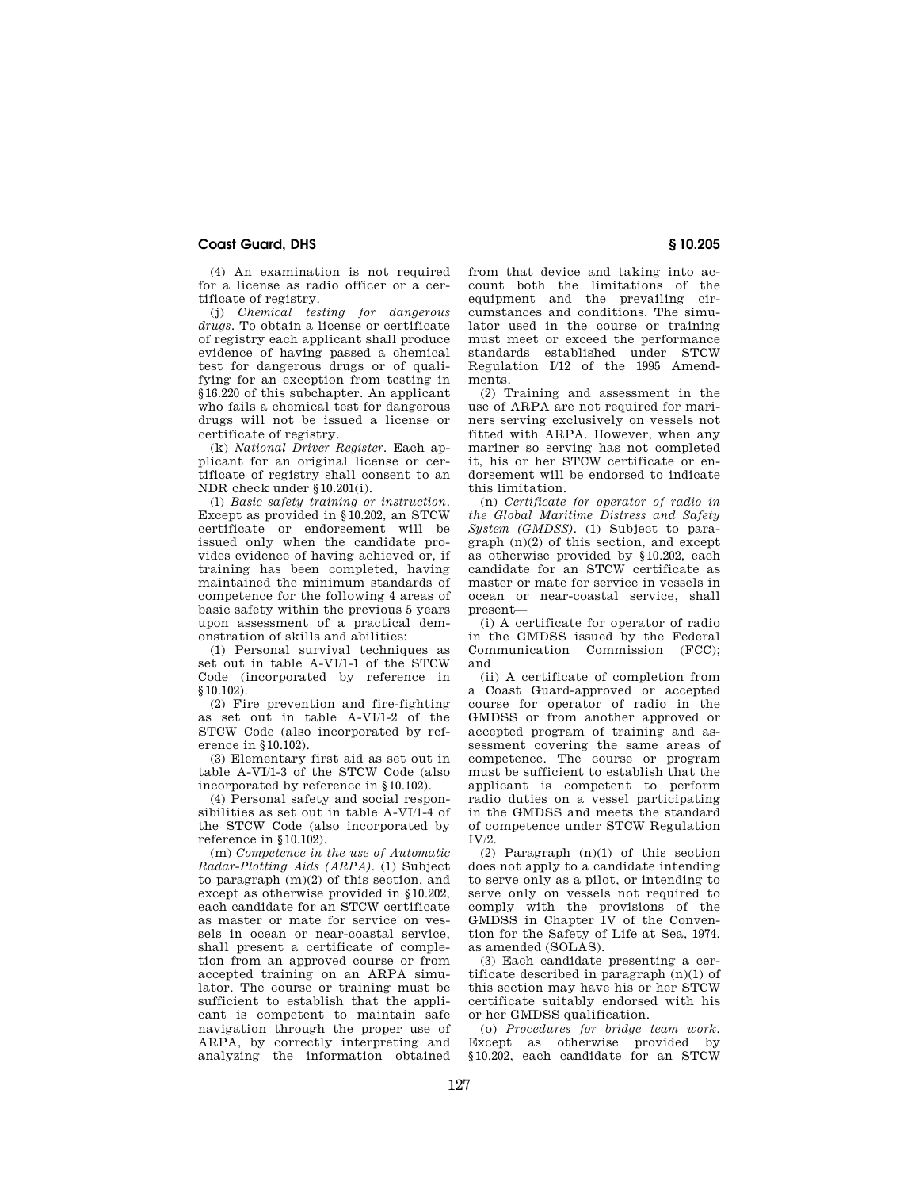(4) An examination is not required for a license as radio officer or a certificate of registry.

(j) *Chemical testing for dangerous drugs.* To obtain a license or certificate of registry each applicant shall produce evidence of having passed a chemical test for dangerous drugs or of qualifying for an exception from testing in §16.220 of this subchapter. An applicant who fails a chemical test for dangerous drugs will not be issued a license or certificate of registry.

(k) *National Driver Register.* Each applicant for an original license or certificate of registry shall consent to an NDR check under §10.201(i).

(l) *Basic safety training or instruction.* Except as provided in §10.202, an STCW certificate or endorsement will be issued only when the candidate provides evidence of having achieved or, if training has been completed, having maintained the minimum standards of competence for the following 4 areas of basic safety within the previous 5 years upon assessment of a practical demonstration of skills and abilities:

(1) Personal survival techniques as set out in table A-VI/1-1 of the STCW Code (incorporated by reference in §10.102).

(2) Fire prevention and fire-fighting as set out in table A-VI/1-2 of the STCW Code (also incorporated by reference in §10.102).

(3) Elementary first aid as set out in table A-VI/1-3 of the STCW Code (also incorporated by reference in §10.102).

(4) Personal safety and social responsibilities as set out in table A-VI/1-4 of the STCW Code (also incorporated by reference in §10.102).

(m) *Competence in the use of Automatic Radar-Plotting Aids (ARPA).* (1) Subject to paragraph (m)(2) of this section, and except as otherwise provided in §10.202, each candidate for an STCW certificate as master or mate for service on vessels in ocean or near-coastal service, shall present a certificate of completion from an approved course or from accepted training on an ARPA simulator. The course or training must be sufficient to establish that the applicant is competent to maintain safe navigation through the proper use of ARPA, by correctly interpreting and analyzing the information obtained from that device and taking into account both the limitations of the equipment and the prevailing circumstances and conditions. The simulator used in the course or training must meet or exceed the performance standards established under STCW Regulation I/12 of the 1995 Amendments.

(2) Training and assessment in the use of ARPA are not required for mariners serving exclusively on vessels not fitted with ARPA. However, when any mariner so serving has not completed it, his or her STCW certificate or endorsement will be endorsed to indicate this limitation.

(n) *Certificate for operator of radio in the Global Maritime Distress and Safety System (GMDSS).* (1) Subject to paragraph (n)(2) of this section, and except as otherwise provided by §10.202, each candidate for an STCW certificate as master or mate for service in vessels in ocean or near-coastal service, shall present—

(i) A certificate for operator of radio in the GMDSS issued by the Federal Communication Commission (FCC); and

(ii) A certificate of completion from a Coast Guard-approved or accepted course for operator of radio in the GMDSS or from another approved or accepted program of training and assessment covering the same areas of competence. The course or program must be sufficient to establish that the applicant is competent to perform radio duties on a vessel participating in the GMDSS and meets the standard of competence under STCW Regulation IV/2.

(2) Paragraph (n)(1) of this section does not apply to a candidate intending to serve only as a pilot, or intending to serve only on vessels not required to comply with the provisions of the GMDSS in Chapter IV of the Convention for the Safety of Life at Sea, 1974, as amended (SOLAS).

(3) Each candidate presenting a certificate described in paragraph (n)(1) of this section may have his or her STCW certificate suitably endorsed with his or her GMDSS qualification.

(o) *Procedures for bridge team work.* Except as otherwise provided by §10.202, each candidate for an STCW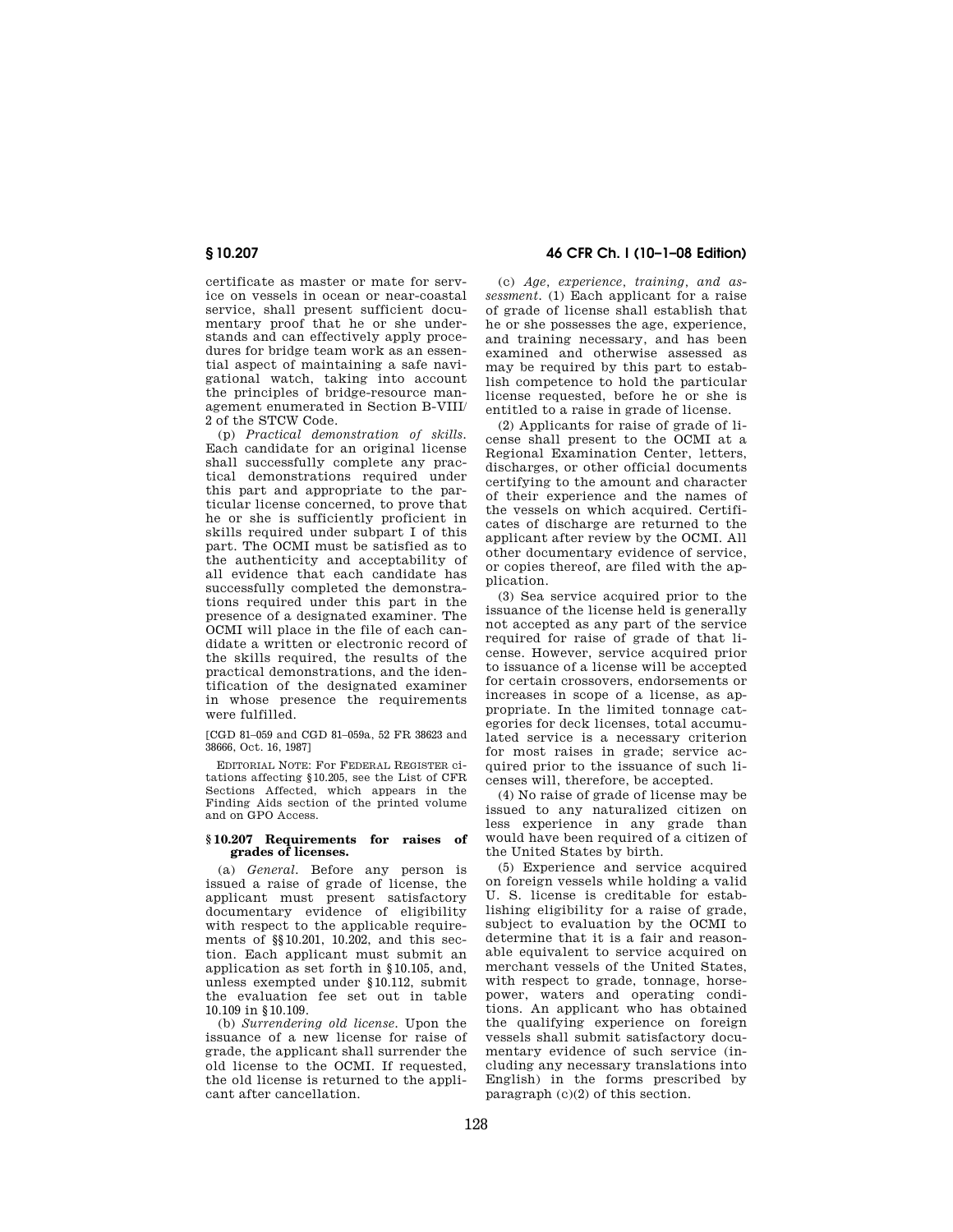certificate as master or mate for service on vessels in ocean or near-coastal service, shall present sufficient documentary proof that he or she understands and can effectively apply procedures for bridge team work as an essential aspect of maintaining a safe navigational watch, taking into account the principles of bridge-resource management enumerated in Section B-VIII/2 of the STCW Code.

(p) *Practical demonstration of skills.* Each candidate for an original license shall successfully complete any practical demonstrations required under this part and appropriate to the particular license concerned, to prove that he or she is sufficiently proficient in skills required under subpart I of this part. The OCMI must be satisfied as to the authenticity and acceptability of all evidence that each candidate has successfully completed the demonstrations required under this part in the presence of a designated examiner. The OCMI will place in the file of each candidate a written or electronic record of the skills required, the results of the practical demonstrations, and the identification of the designated examiner in whose presence the requirements were fulfilled.

[CGD 81–059 and CGD 81–059a, 52 FR 38623 and 38666, Oct. 16, 1987]

EDITORIAL NOTE: For FEDERAL REGISTER citations affecting §10.205, see the List of CFR Sections Affected, which appears in the Finding Aids section of the printed volume and on GPO Access.

### § 10.207 Requirements for raises of grades of licenses.

(a) *General.* Before any person is issued a raise of grade of license, the applicant must present satisfactory documentary evidence of eligibility with respect to the applicable requirements of §§10.201, 10.202, and this section. Each applicant must submit an application as set forth in §10.105, and, unless exempted under §10.112, submit the evaluation fee set out in table 10.109 in §10.109.

(b) *Surrendering old license.* Upon the issuance of a new license for raise of grade, the applicant shall surrender the old license to the OCMI. If requested, the old license is returned to the applicant after cancellation.

(c) *Age, experience, training, and assessment.* (1) Each applicant for a raise of grade of license shall establish that he or she possesses the age, experience, and training necessary, and has been examined and otherwise assessed as may be required by this part to establish competence to hold the particular license requested, before he or she is entitled to a raise in grade of license.

(2) Applicants for raise of grade of license shall present to the OCMI at a Regional Examination Center, letters, discharges, or other official documents certifying to the amount and character of their experience and the names of the vessels on which acquired. Certificates of discharge are returned to the applicant after review by the OCMI. All other documentary evidence of service, or copies thereof, are filed with the application.

(3) Sea service acquired prior to the issuance of the license held is generally not accepted as any part of the service required for raise of grade of that license. However, service acquired prior to issuance of a license will be accepted for certain crossovers, endorsements or increases in scope of a license, as appropriate. In the limited tonnage categories for deck licenses, total accumulated service is a necessary criterion for most raises in grade; service acquired prior to the issuance of such licenses will, therefore, be accepted.

(4) No raise of grade of license may be issued to any naturalized citizen on less experience in any grade than would have been required of a citizen of the United States by birth.

(5) Experience and service acquired on foreign vessels while holding a valid U. S. license is creditable for establishing eligibility for a raise of grade, subject to evaluation by the OCMI to determine that it is a fair and reasonable equivalent to service acquired on merchant vessels of the United States, with respect to grade, tonnage, horsepower, waters and operating conditions. An applicant who has obtained the qualifying experience on foreign vessels shall submit satisfactory documentary evidence of such service (including any necessary translations into English) in the forms prescribed by paragraph (c)(2) of this section.